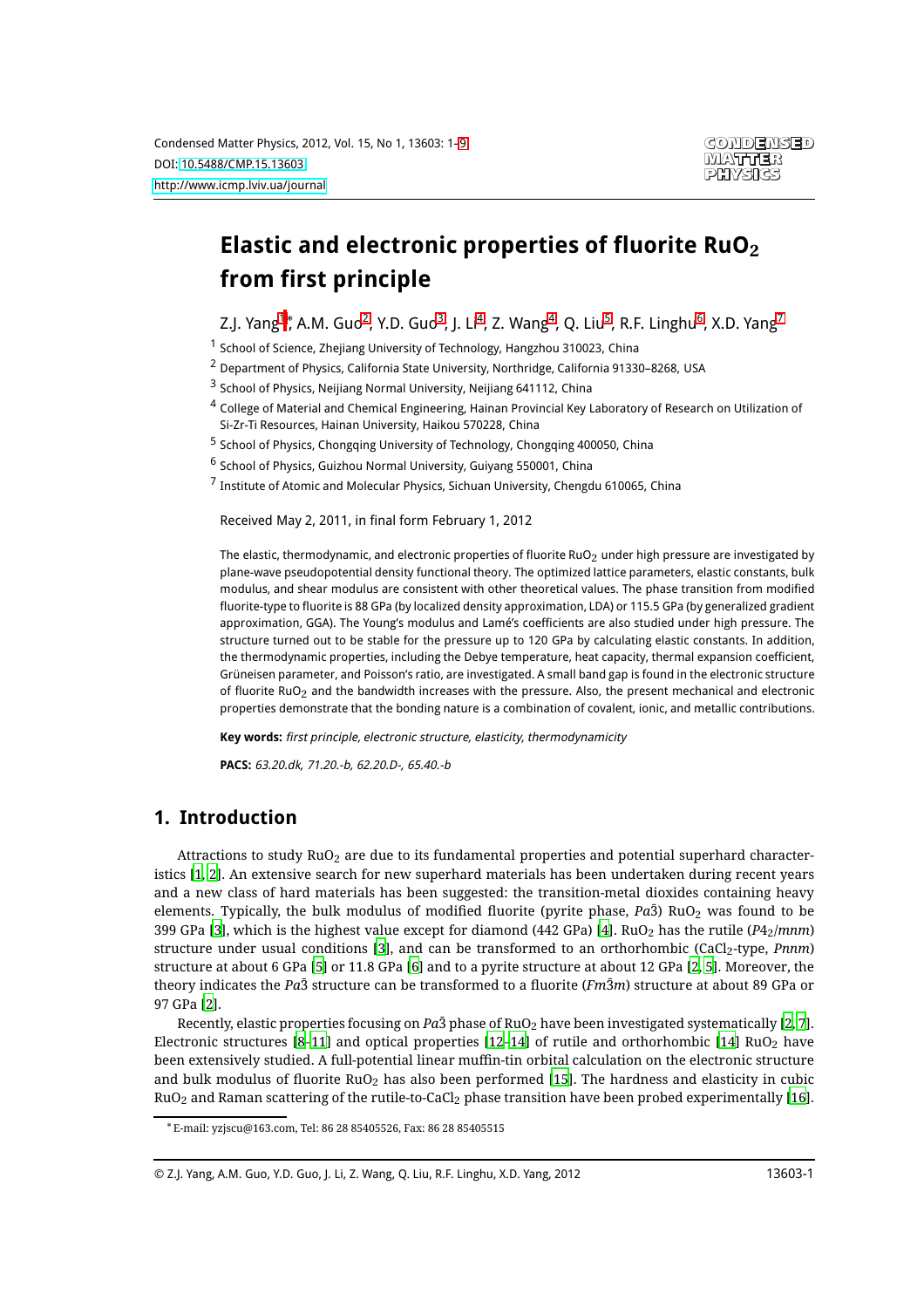# Elastic and electronic properties of fluorite $RuO_2$ from first principle

Z.J. Yang[1]*, A.M. Guo[2], Y.D. Guo[3], J. Li[4], Z. Wang[4], Q. Liu[5], R.F. Linghu[6], X.D. Yang[7]

[1] School of Science, Zhejiang University of Technology, Hangzhou 310023, China

[2] Department of Physics, California State University, Northridge, California 91330–8268, USA

[3] School of Physics, Neijiang Normal University, Neijiang 641112, China

[4] College of Material and Chemical Engineering, Hainan Provincial Key Laboratory of Research on Utilization of Si-Zr-Ti Resources, Hainan University, Haikou 570228, China

[5] School of Physics, Chongqing University of Technology, Chongqing 400050, China

[6] School of Physics, Guizhou Normal University, Guiyang 550001, China

[7] Institute of Atomic and Molecular Physics, Sichuan University, Chengdu 610065, China

Received May 2, 2011, in final form February 1, 2012

The elastic, thermodynamic, and electronic properties of fluorite $RuO_2$ under high pressure are investigated by plane-wave pseudopotential density functional theory. The optimized lattice parameters, elastic constants, bulk modulus, and shear modulus are consistent with other theoretical values. The phase transition from modified fluorite-type to fluorite is 88 GPa (by localized density approximation, LDA) or 115.5 GPa (by generalized gradient approximation, GGA). The Young's modulus and Lamé's coefficients are also studied under high pressure. The structure turned out to be stable for the pressure up to 120 GPa by calculating elastic constants. In addition, the thermodynamic properties, including the Debye temperature, heat capacity, thermal expansion coefficient, Grüneisen parameter, and Poisson's ratio, are investigated. A small band gap is found in the electronic structure of fluorite $RuO_2$ and the bandwidth increases with the pressure. Also, the present mechanical and electronic properties demonstrate that the bonding nature is a combination of covalent, ionic, and metallic contributions.

**Key words:** *first principle, electronic structure, elasticity, thermodynamicity*

**PACS:** *63.20.dk, 71.20.-b, 62.20.D-, 65.40.-b*

## 1. Introduction

Attractions to study $RuO_2$ are due to its fundamental properties and potential superhard characteristics [1, 2]. An extensive search for new superhard materials has been undertaken during recent years and a new class of hard materials has been suggested: the transition-metal dioxides containing heavy elements. Typically, the bulk modulus of modified fluorite (pyrite phase, $Pa\bar{3}$) $RuO_2$ was found to be 399 GPa [3], which is the highest value except for diamond (442 GPa) [4]. $RuO_2$ has the rutile ($P4_2/mnm$) structure under usual conditions [3], and can be transformed to an orthorhombic ($CaCl_2$-type, $Pnnm$) structure at about 6 GPa [5] or 11.8 GPa [6] and to a pyrite structure at about 12 GPa [2, 5]. Moreover, the theory indicates the $Pa\bar{3}$ structure can be transformed to a fluorite ($Fm\bar{3}m$) structure at about 89 GPa or 97 GPa [2].

Recently, elastic properties focusing on $Pa\bar{3}$ phase of $RuO_2$ have been investigated systematically [2, 7]. Electronic structures [8–11] and optical properties [12–14] of rutile and orthorhombic [14] $RuO_2$ have been extensively studied. A full-potential linear muffin-tin orbital calculation on the electronic structure and bulk modulus of fluorite $RuO_2$ has also been performed [15]. The hardness and elasticity in cubic $RuO_2$ and Raman scattering of the rutile-to-$CaCl_2$ phase transition have been probed experimentally [16].

*E-mail: yzjscu@163.com, Tel: 86 28 85405526, Fax: 86 28 85405515

© Z.J. Yang, A.M. Guo, Y.D. Guo, J. Li, Z. Wang, Q. Liu, R.F. Linghu, X.D. Yang, 2012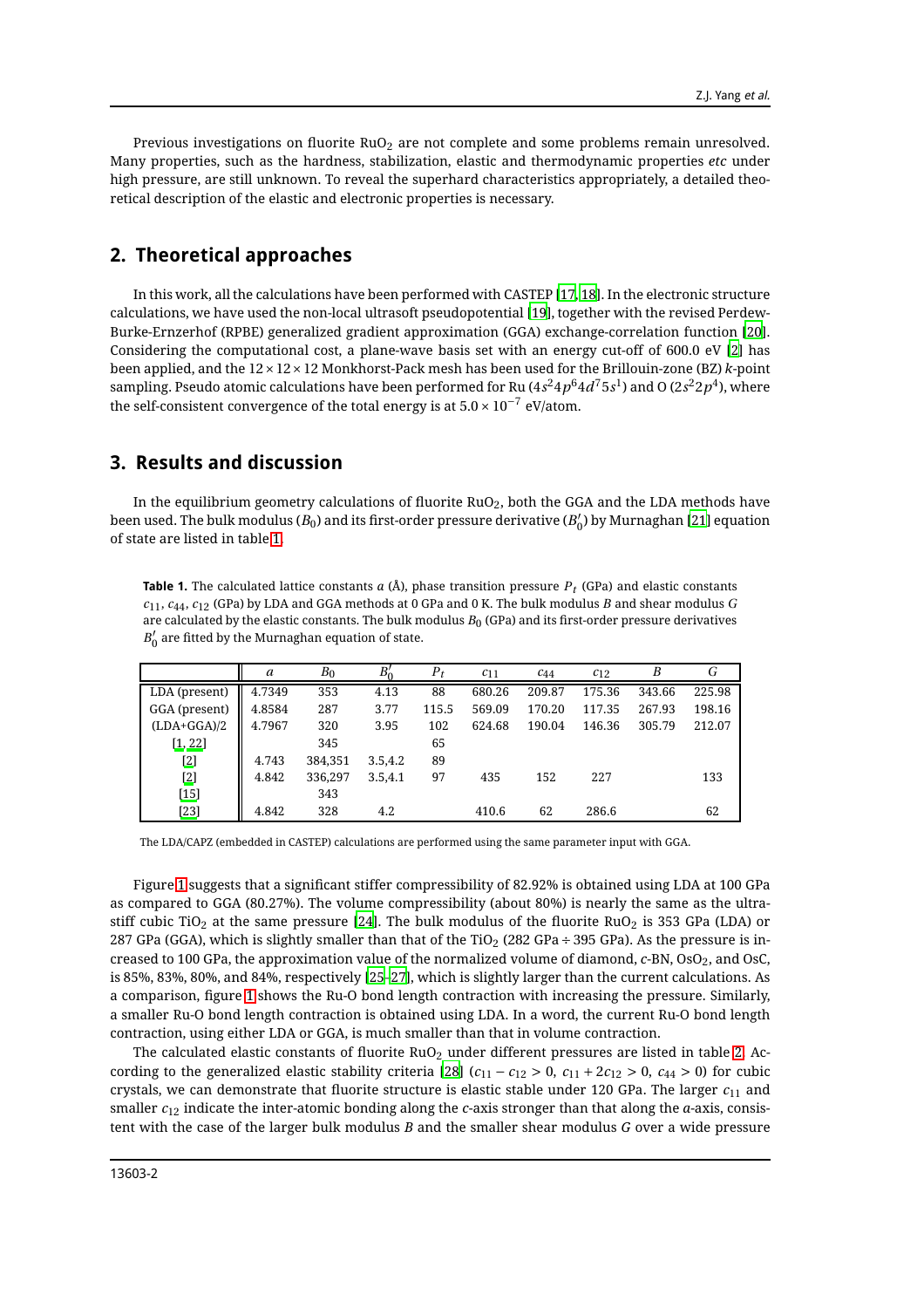Previous investigations on fluorite $RuO_2$ are not complete and some problems remain unresolved. Many properties, such as the hardness, stabilization, elastic and thermodynamic properties *etc* under high pressure, are still unknown. To reveal the superhard characteristics appropriately, a detailed theoretical description of the elastic and electronic properties is necessary.

## 2. Theoretical approaches

In this work, all the calculations have been performed with CASTEP [17, 18]. In the electronic structure calculations, we have used the non-local ultrasoft pseudopotential [19], together with the revised Perdew-Burke-Ernzerhof (RPBE) generalized gradient approximation (GGA) exchange-correlation function [20]. Considering the computational cost, a plane-wave basis set with an energy cut-off of 600.0 eV [2] has been applied, and the $12 \times 12 \times 12$ Monkhorst-Pack mesh has been used for the Brillouin-zone (BZ) $k$-point sampling. Pseudo atomic calculations have been performed for Ru ($4s^2 4p^6 4d^7 5s^1$) and O ($2s^2 2p^4$), where the self-consistent convergence of the total energy is at $5.0 \times 10^{-7}$ eV/atom.

## 3. Results and discussion

In the equilibrium geometry calculations of fluorite $RuO_2$, both the GGA and the LDA methods have been used. The bulk modulus ($B_0$) and its first-order pressure derivative ($B'_0$) by Murnaghan [21] equation of state are listed in table 1.

**Table 1.** The calculated lattice constants $a$ (Å), phase transition pressure $P_t$ (GPa) and elastic constants $c_{11}$, $c_{44}$, $c_{12}$ (GPa) by LDA and GGA methods at 0 GPa and 0 K. The bulk modulus $B$ and shear modulus $G$ are calculated by the elastic constants. The bulk modulus $B_0$ (GPa) and its first-order pressure derivatives $B'_0$ are fitted by the Murnaghan equation of state.

| | $a$ | $B_0$ | $B'_0$ | $P_t$ | $c_{11}$ | $c_{44}$ | $c_{12}$ | $B$ | $G$ |
|---|---|---|---|---|---|---|---|---|---|
| LDA (present) | 4.7349 | 353 | 4.13 | 88 | 680.26 | 209.87 | 175.36 | 343.66 | 225.98 |
| GGA (present) | 4.8584 | 287 | 3.77 | 115.5 | 569.09 | 170.20 | 117.35 | 267.93 | 198.16 |
| (LDA+GGA)/2 | 4.7967 | 320 | 3.95 | 102 | 624.68 | 190.04 | 146.36 | 305.79 | 212.07 |
| [1, 22] | | 345 | | 65 | | | | | |
| [2] | 4.743 | 384,351 | 3.5,4.2 | 89 | | | | | |
| [2] | 4.842 | 336,297 | 3.5,4.1 | 97 | 435 | 152 | 227 | | 133 |
| [15] | | 343 | | | | | | | |
| [23] | 4.842 | 328 | 4.2 | | 410.6 | 62 | 286.6 | | 62 |

The LDA/CAPZ (embedded in CASTEP) calculations are performed using the same parameter input with GGA.

Figure 1 suggests that a significant stiffer compressibility of 82.92% is obtained using LDA at 100 GPa as compared to GGA (80.27%). The volume compressibility (about 80%) is nearly the same as the ultra-stiff cubic $TiO_2$ at the same pressure [24]. The bulk modulus of the fluorite $RuO_2$ is 353 GPa (LDA) or 287 GPa (GGA), which is slightly smaller than that of the $TiO_2$ (282 GPa ÷ 395 GPa). As the pressure is increased to 100 GPa, the approximation value of the normalized volume of diamond, $c$-BN, $OsO_2$, and OsC, is 85%, 83%, 80%, and 84%, respectively [25–27], which is slightly larger than the current calculations. As a comparison, figure 1 shows the Ru-O bond length contraction with increasing the pressure. Similarly, a smaller Ru-O bond length contraction is obtained using LDA. In a word, the current Ru-O bond length contraction, using either LDA or GGA, is much smaller than that in volume contraction.

The calculated elastic constants of fluorite $RuO_2$ under different pressures are listed in table 2. According to the generalized elastic stability criteria [28] ($c_{11} - c_{12} > 0$, $c_{11} + 2c_{12} > 0$, $c_{44} > 0$) for cubic crystals, we can demonstrate that fluorite structure is elastic stable under 120 GPa. The larger $c_{11}$ and smaller $c_{12}$ indicate the inter-atomic bonding along the $c$-axis stronger than that along the $a$-axis, consistent with the case of the larger bulk modulus $B$ and the smaller shear modulus $G$ over a wide pressure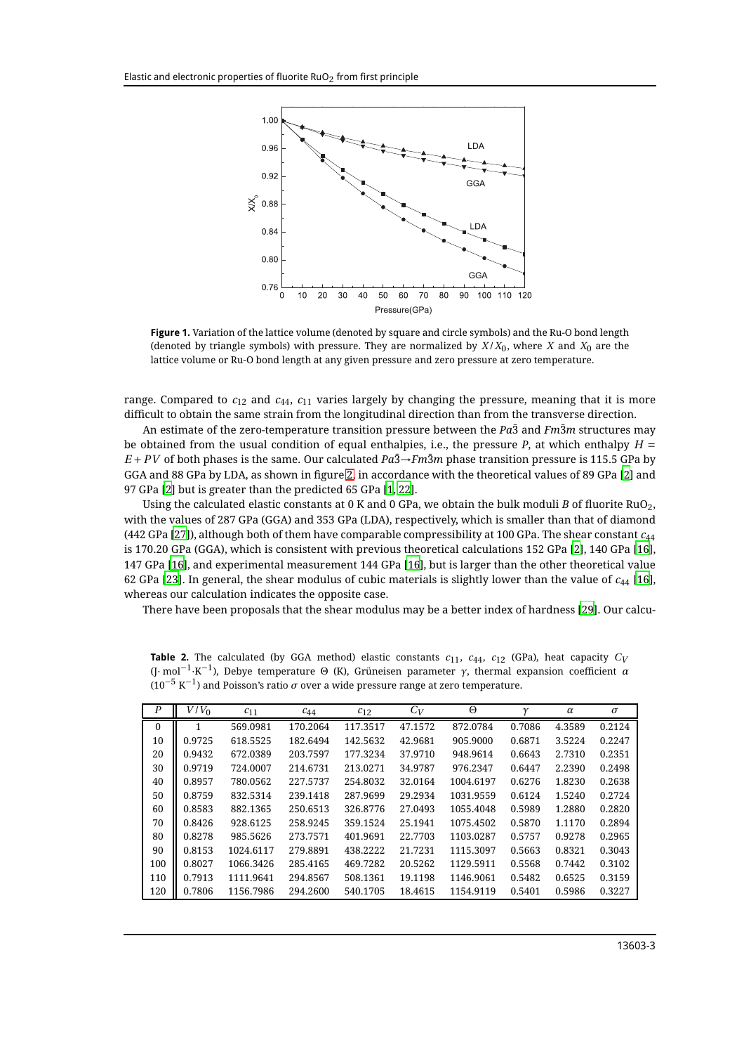Figure 1. Variation of the lattice volume (denoted by square and circle symbols) and the Ru-O bond length (denoted by triangle symbols) with pressure. They are normalized by $X/X_0$, where $X$ and $X_0$ are the lattice volume or Ru-O bond length at any given pressure and zero pressure at zero temperature.

range. Compared to $c_{12}$ and $c_{44}$, $c_{11}$ varies largely by changing the pressure, meaning that it is more difficult to obtain the same strain from the longitudinal direction than from the transverse direction.

An estimate of the zero-temperature transition pressure between the $Pa\bar{3}$ and $Fm\bar{3}m$ structures may be obtained from the usual condition of equal enthalpies, i.e., the pressure $P$, at which enthalpy $H = E + PV$ of both phases is the same. Our calculated $Pa\bar{3} \rightarrow Fm\bar{3}m$ phase transition pressure is 115.5 GPa by GGA and 88 GPa by LDA, as shown in figure 2, in accordance with the theoretical values of 89 GPa [2] and 97 GPa [2] but is greater than the predicted 65 GPa [1, 22].

Using the calculated elastic constants at 0 K and 0 GPa, we obtain the bulk moduli $B$ of fluorite $RuO_2$, with the values of 287 GPa (GGA) and 353 GPa (LDA), respectively, which is smaller than that of diamond (442 GPa [27]), although both of them have comparable compressibility at 100 GPa. The shear constant $c_{44}$ is 170.20 GPa (GGA), which is consistent with previous theoretical calculations 152 GPa [2], 140 GPa [16], 147 GPa [16], and experimental measurement 144 GPa [16], but is larger than the other theoretical value 62 GPa [23]. In general, the shear modulus of cubic materials is slightly lower than the value of $c_{44}$ [16], whereas our calculation indicates the opposite case.

There have been proposals that the shear modulus may be a better index of hardness [29]. Our calcu-

**Table 2.** The calculated (by GGA method) elastic constants $c_{11}$, $c_{44}$, $c_{12}$ (GPa), heat capacity $C_V$ (J$\cdot$ mol$^{-1}\cdot$K$^{-1}$), Debye temperature $\Theta$ (K), Grüneisen parameter $\gamma$, thermal expansion coefficient $\alpha$ ($10^{-5}$ K$^{-1}$) and Poisson's ratio $\sigma$ over a wide pressure range at zero temperature.

| $P$ | $V/V_0$ | $c_{11}$ | $c_{44}$ | $c_{12}$ | $C_V$ | $\Theta$ | $\gamma$ | $\alpha$ | $\sigma$ |
|---|---|---|---|---|---|---|---|---|---|
| 0 | 1 | 569.0981 | 170.2064 | 117.3517 | 47.1572 | 872.0784 | 0.7086 | 4.3589 | 0.2124 |
| 10 | 0.9725 | 618.5525 | 182.6494 | 142.5632 | 42.9681 | 905.9000 | 0.6871 | 3.5224 | 0.2247 |
| 20 | 0.9432 | 672.0389 | 203.7597 | 177.3234 | 37.9710 | 948.9614 | 0.6643 | 2.7310 | 0.2351 |
| 30 | 0.9719 | 724.0007 | 214.6731 | 213.0271 | 34.9787 | 976.2347 | 0.6447 | 2.2390 | 0.2498 |
| 40 | 0.8957 | 780.0562 | 227.5737 | 254.8032 | 32.0164 | 1004.6197 | 0.6276 | 1.8230 | 0.2638 |
| 50 | 0.8759 | 832.5314 | 239.1418 | 287.9699 | 29.2934 | 1031.9559 | 0.6124 | 1.5240 | 0.2724 |
| 60 | 0.8583 | 882.1365 | 250.6513 | 326.8776 | 27.0493 | 1055.4048 | 0.5989 | 1.2880 | 0.2820 |
| 70 | 0.8426 | 928.6125 | 258.9245 | 359.1524 | 25.1941 | 1075.4502 | 0.5870 | 1.1170 | 0.2894 |
| 80 | 0.8278 | 985.5626 | 273.7571 | 401.9691 | 22.7703 | 1103.0287 | 0.5757 | 0.9278 | 0.2965 |
| 90 | 0.8153 | 1024.6117 | 279.8891 | 438.2222 | 21.7231 | 1115.3097 | 0.5663 | 0.8321 | 0.3043 |
| 100 | 0.8027 | 1066.3426 | 285.4165 | 469.7282 | 20.5262 | 1129.5911 | 0.5568 | 0.7442 | 0.3102 |
| 110 | 0.7913 | 1111.9641 | 294.8567 | 508.1361 | 19.1198 | 1146.9061 | 0.5482 | 0.6525 | 0.3159 |
| 120 | 0.7806 | 1156.7986 | 294.2600 | 540.1705 | 18.4615 | 1154.9119 | 0.5401 | 0.5986 | 0.3227 |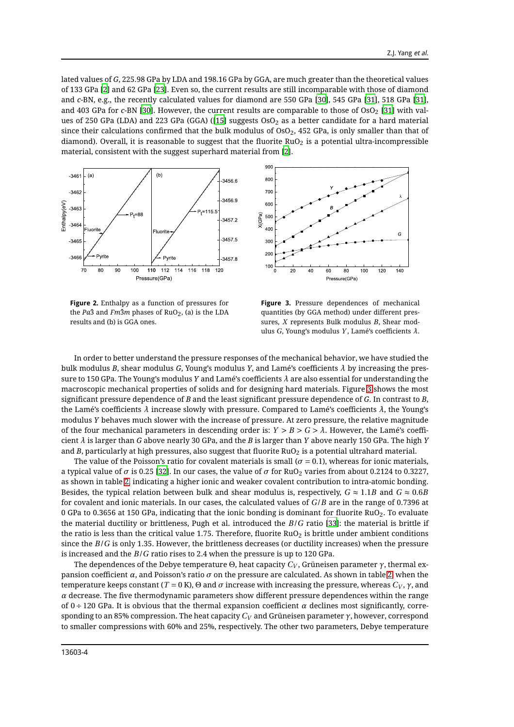lated values of $G$, 225.98 GPa by LDA and 198.16 GPa by GGA, are much greater than the theoretical values of 133 GPa [2] and 62 GPa [23]. Even so, the current results are still incomparable with those of diamond and $c$-BN, e.g., the recently calculated values for diamond are 550 GPa [30], 545 GPa [31], 518 GPa [31], and 403 GPa for $c$-BN [30]. However, the current results are comparable to those of $OsO_2$ [31] with values of 250 GPa (LDA) and 223 GPa (GGA) ([15] suggests $OsO_2$ as a better candidate for a hard material since their calculations confirmed that the bulk modulus of $OsO_2$, 452 GPa, is only smaller than that of diamond). Overall, it is reasonable to suggest that the fluorite $RuO_2$ is a potential ultra-incompressible material, consistent with the suggest superhard material from [2].

**Figure 2.** Enthalpy as a function of pressures for the $Pa\bar{3}$ and $Fm\bar{3}m$ phases of $RuO_2$, (a) is the LDA results and (b) is GGA ones.

**Figure 3.** Pressure dependences of mechanical quantities (by GGA method) under different pressures, $X$ represents Bulk modulus $B$, Shear modulus $G$, Young's modulus $Y$, Lamé's coefficients $\lambda$.

In order to better understand the pressure responses of the mechanical behavior, we have studied the bulk modulus $B$, shear modulus $G$, Young's modulus $Y$, and Lamé's coefficients $\lambda$ by increasing the pressure to 150 GPa. The Young's modulus $Y$ and Lamé's coefficients $\lambda$ are also essential for understanding the macroscopic mechanical properties of solids and for designing hard materials. Figure 3 shows the most significant pressure dependence of $B$ and the least significant pressure dependence of $G$. In contrast to $B$, the Lamé's coefficients $\lambda$ increase slowly with pressure. Compared to Lamé's coefficients $\lambda$, the Young's modulus $Y$ behaves much slower with the increase of pressure. At zero pressure, the relative magnitude of the four mechanical parameters in descending order is: $Y > B > G > \lambda$. However, the Lamé's coefficient $\lambda$ is larger than $G$ above nearly 30 GPa, and the $B$ is larger than $Y$ above nearly 150 GPa. The high $Y$ and $B$, particularly at high pressures, also suggest that fluorite $RuO_2$ is a potential ultrahard material.

The value of the Poisson's ratio for covalent materials is small ($\sigma = 0.1$), whereas for ionic materials, a typical value of $\sigma$ is 0.25 [32]. In our cases, the value of $\sigma$ for $RuO_2$ varies from about 0.2124 to 0.3227, as shown in table 2, indicating a higher ionic and weaker covalent contribution to intra-atomic bonding. Besides, the typical relation between bulk and shear modulus is, respectively, $G \approx 1.1B$ and $G \approx 0.6B$ for covalent and ionic materials. In our cases, the calculated values of $G/B$ are in the range of 0.7396 at 0 GPa to 0.3656 at 150 GPa, indicating that the ionic bonding is dominant for fluorite $RuO_2$. To evaluate the material ductility or brittleness, Pugh et al. introduced the $B/G$ ratio [33]: the material is brittle if the ratio is less than the critical value 1.75. Therefore, fluorite $RuO_2$ is brittle under ambient conditions since the $B/G$ is only 1.35. However, the brittleness decreases (or ductility increases) when the pressure is increased and the $B/G$ ratio rises to 2.4 when the pressure is up to 120 GPa.

The dependences of the Debye temperature $\Theta$, heat capacity $C_V$, Grüneisen parameter $\gamma$, thermal expansion coefficient $\alpha$, and Poisson's ratio $\sigma$ on the pressure are calculated. As shown in table 2, when the temperature keeps constant ($T = 0$ K), $\Theta$ and $\sigma$ increase with increasing the pressure, whereas $C_V$, $\gamma$, and $\alpha$ decrease. The five thermodynamic parameters show different pressure dependences within the range of $0 \div 120$ GPa. It is obvious that the thermal expansion coefficient $\alpha$ declines most significantly, corresponding to an 85% compression. The heat capacity $C_V$ and Grüneisen parameter $\gamma$, however, correspond to smaller compressions with 60% and 25%, respectively. The other two parameters, Debye temperature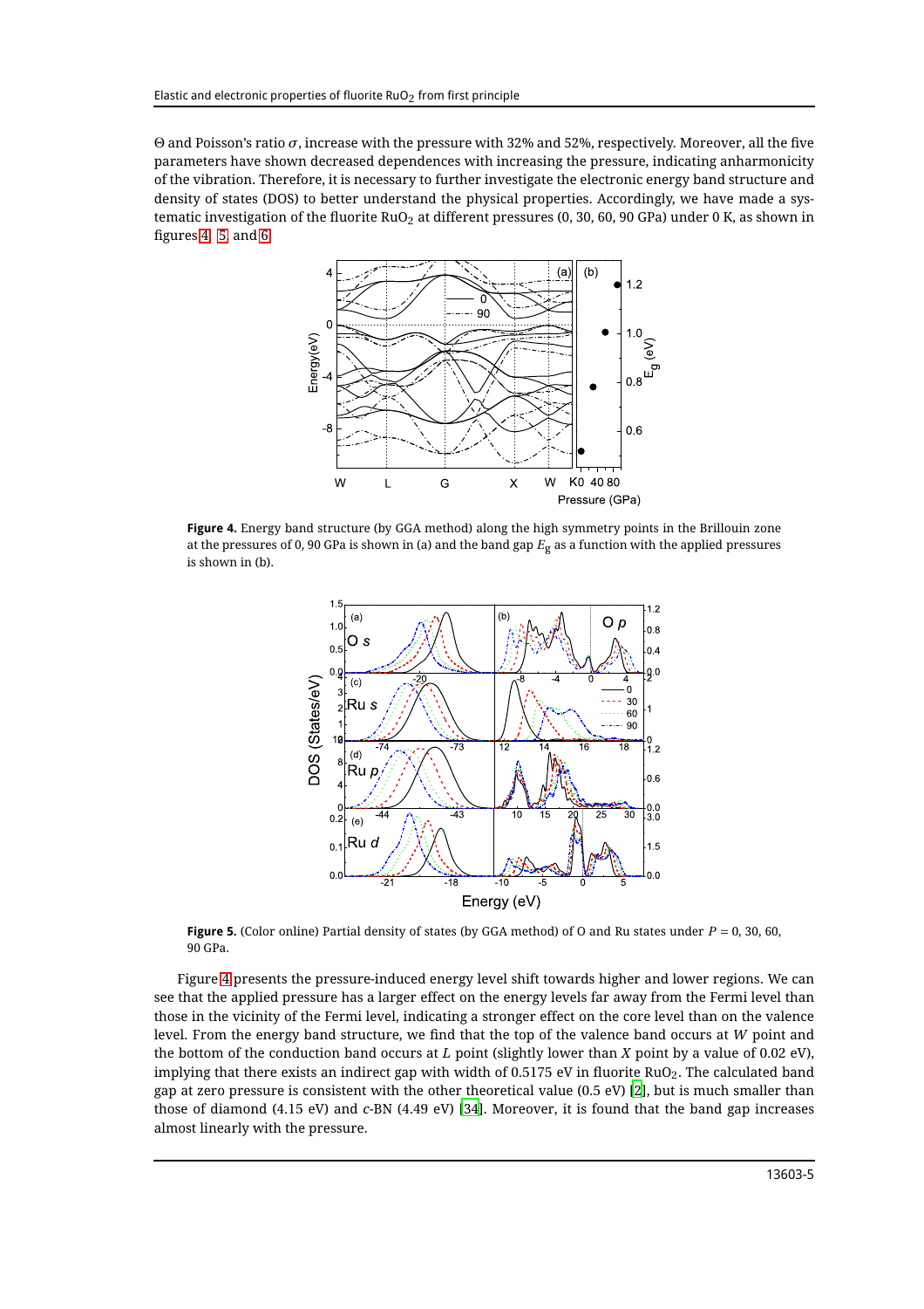Θ and Poisson's ratio $\sigma$, increase with the pressure with 32% and 52%, respectively. Moreover, all the five parameters have shown decreased dependences with increasing the pressure, indicating anharmonicity of the vibration. Therefore, it is necessary to further investigate the electronic energy band structure and density of states (DOS) to better understand the physical properties. Accordingly, we have made a systematic investigation of the fluorite $RuO_2$ at different pressures (0, 30, 60, 90 GPa) under 0 K, as shown in figures 4, 5, and 6.

**Figure 4.** Energy band structure (by GGA method) along the high symmetry points in the Brillouin zone at the pressures of 0, 90 GPa is shown in (a) and the band gap $E_g$ as a function with the applied pressures is shown in (b).

**Figure 5.** (Color online) Partial density of states (by GGA method) of O and Ru states under $P$ = 0, 30, 60, 90 GPa.

Figure 4 presents the pressure-induced energy level shift towards higher and lower regions. We can see that the applied pressure has a larger effect on the energy levels far away from the Fermi level than those in the vicinity of the Fermi level, indicating a stronger effect on the core level than on the valence level. From the energy band structure, we find that the top of the valence band occurs at $W$ point and the bottom of the conduction band occurs at $L$ point (slightly lower than $X$ point by a value of 0.02 eV), implying that there exists an indirect gap with width of 0.5175 eV in fluorite $RuO_2$. The calculated band gap at zero pressure is consistent with the other theoretical value (0.5 eV) [2], but is much smaller than those of diamond (4.15 eV) and $c$-BN (4.49 eV) [34]. Moreover, it is found that the band gap increases almost linearly with the pressure.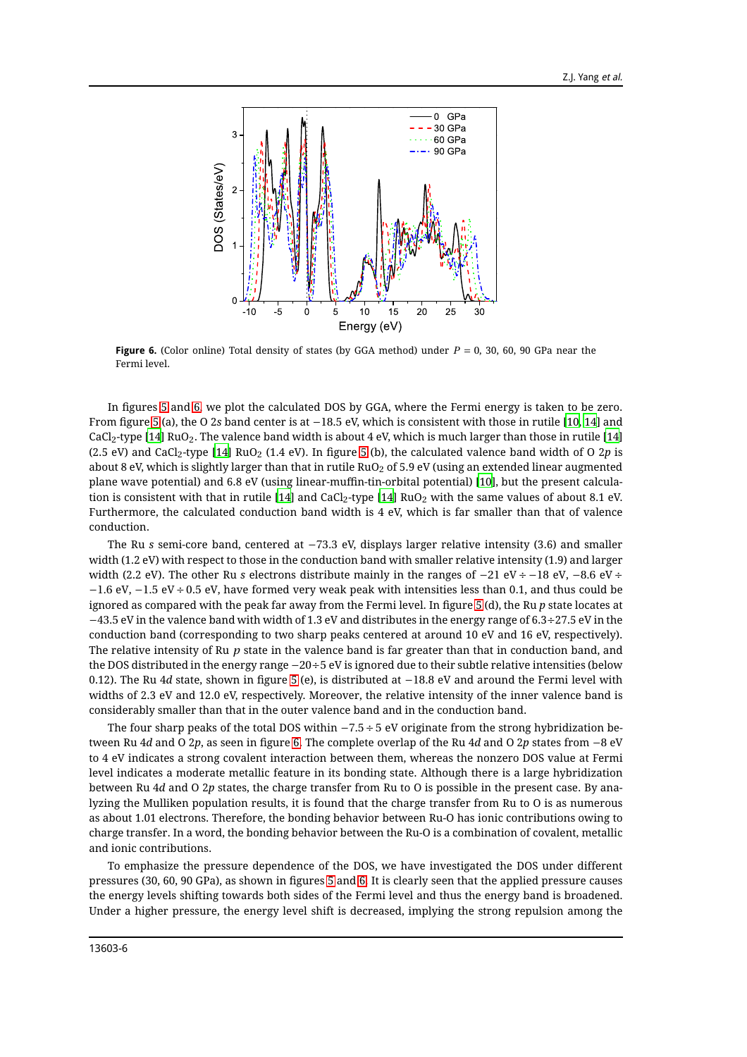**Figure 6.** (Color online) Total density of states (by GGA method) under $P$ = 0, 30, 60, 90 GPa near the Fermi level.

In figures 5 and 6, we plot the calculated DOS by GGA, where the Fermi energy is taken to be zero. From figure 5 (a), the O 2$s$ band center is at −18.5 eV, which is consistent with those in rutile [10, 14] and $CaCl_2$-type [14] $RuO_2$. The valence band width is about 4 eV, which is much larger than those in rutile [14] (2.5 eV) and $CaCl_2$-type [14] $RuO_2$ (1.4 eV). In figure 5 (b), the calculated valence band width of O 2$p$ is about 8 eV, which is slightly larger than that in rutile $RuO_2$ of 5.9 eV (using an extended linear augmented plane wave potential) and 6.8 eV (using linear-muffin-tin-orbital potential) [10], but the present calculation is consistent with that in rutile [14] and $CaCl_2$-type [14] $RuO_2$ with the same values of about 8.1 eV. Furthermore, the calculated conduction band width is 4 eV, which is far smaller than that of valence conduction.

The Ru $s$ semi-core band, centered at −73.3 eV, displays larger relative intensity (3.6) and smaller width (1.2 eV) with respect to those in the conduction band with smaller relative intensity (1.9) and larger width (2.2 eV). The other Ru $s$ electrons distribute mainly in the ranges of −21 eV ÷ −18 eV, −8.6 eV ÷ −1.6 eV, −1.5 eV ÷ 0.5 eV, have formed very weak peak with intensities less than 0.1, and thus could be ignored as compared with the peak far away from the Fermi level. In figure 5 (d), the Ru $p$ state locates at −43.5 eV in the valence band with width of 1.3 eV and distributes in the energy range of 6.3÷27.5 eV in the conduction band (corresponding to two sharp peaks centered at around 10 eV and 16 eV, respectively). The relative intensity of Ru $p$ state in the valence band is far greater than that in conduction band, and the DOS distributed in the energy range −20÷5 eV is ignored due to their subtle relative intensities (below 0.12). The Ru 4$d$ state, shown in figure 5 (e), is distributed at −18.8 eV and around the Fermi level with widths of 2.3 eV and 12.0 eV, respectively. Moreover, the relative intensity of the inner valence band is considerably smaller than that in the outer valence band and in the conduction band.

The four sharp peaks of the total DOS within −7.5 ÷ 5 eV originate from the strong hybridization between Ru 4$d$ and O 2$p$, as seen in figure 6. The complete overlap of the Ru 4$d$ and O 2$p$ states from −8 eV to 4 eV indicates a strong covalent interaction between them, whereas the nonzero DOS value at Fermi level indicates a moderate metallic feature in its bonding state. Although there is a large hybridization between Ru 4$d$ and O 2$p$ states, the charge transfer from Ru to O is possible in the present case. By analyzing the Mulliken population results, it is found that the charge transfer from Ru to O is as numerous as about 1.01 electrons. Therefore, the bonding behavior between Ru-O has ionic contributions owing to charge transfer. In a word, the bonding behavior between the Ru-O is a combination of covalent, metallic and ionic contributions.

To emphasize the pressure dependence of the DOS, we have investigated the DOS under different pressures (30, 60, 90 GPa), as shown in figures 5 and 6. It is clearly seen that the applied pressure causes the energy levels shifting towards both sides of the Fermi level and thus the energy band is broadened. Under a higher pressure, the energy level shift is decreased, implying the strong repulsion among the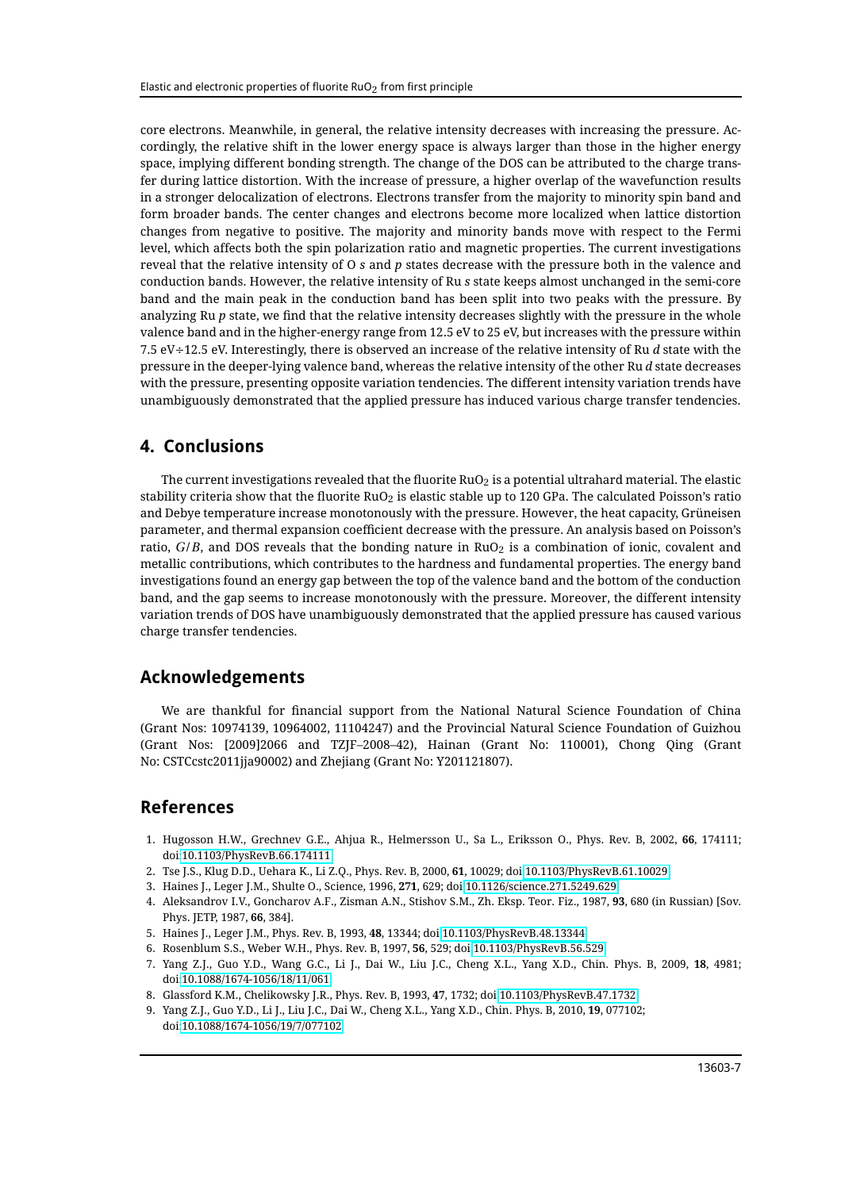core electrons. Meanwhile, in general, the relative intensity decreases with increasing the pressure. Accordingly, the relative shift in the lower energy space is always larger than those in the higher energy space, implying different bonding strength. The change of the DOS can be attributed to the charge transfer during lattice distortion. With the increase of pressure, a higher overlap of the wavefunction results in a stronger delocalization of electrons. Electrons transfer from the majority to minority spin band and form broader bands. The center changes and electrons become more localized when lattice distortion changes from negative to positive. The majority and minority bands move with respect to the Fermi level, which affects both the spin polarization ratio and magnetic properties. The current investigations reveal that the relative intensity of O *s* and *p* states decrease with the pressure both in the valence and conduction bands. However, the relative intensity of Ru *s* state keeps almost unchanged in the semi-core band and the main peak in the conduction band has been split into two peaks with the pressure. By analyzing Ru *p* state, we find that the relative intensity decreases slightly with the pressure in the whole valence band and in the higher-energy range from 12.5 eV to 25 eV, but increases with the pressure within 7.5 eV÷12.5 eV. Interestingly, there is observed an increase of the relative intensity of Ru *d* state with the pressure in the deeper-lying valence band, whereas the relative intensity of the other Ru *d* state decreases with the pressure, presenting opposite variation tendencies. The different intensity variation trends have unambiguously demonstrated that the applied pressure has induced various charge transfer tendencies.

## 4. Conclusions

The current investigations revealed that the fluorite $RuO_2$ is a potential ultrahard material. The elastic stability criteria show that the fluorite $RuO_2$ is elastic stable up to 120 GPa. The calculated Poisson's ratio and Debye temperature increase monotonously with the pressure. However, the heat capacity, Grüneisen parameter, and thermal expansion coefficient decrease with the pressure. An analysis based on Poisson's ratio, $G/B$, and DOS reveals that the bonding nature in $RuO_2$ is a combination of ionic, covalent and metallic contributions, which contributes to the hardness and fundamental properties. The energy band investigations found an energy gap between the top of the valence band and the bottom of the conduction band, and the gap seems to increase monotonously with the pressure. Moreover, the different intensity variation trends of DOS have unambiguously demonstrated that the applied pressure has caused various charge transfer tendencies.

## Acknowledgements

We are thankful for financial support from the National Natural Science Foundation of China (Grant Nos: 10974139, 10964002, 11104247) and the Provincial Natural Science Foundation of Guizhou (Grant Nos: [2009]2066 and TZJF–2008–42), Hainan (Grant No: 110001), Chong Qing (Grant No: CSTCcstc2011jja90002) and Zhejiang (Grant No: Y201121807).

## References

1. Hugosson H.W., Grechnev G.E., Ahjua R., Helmersson U., Sa L., Eriksson O., Phys. Rev. B, 2002, **66**, 174111; doi:10.1103/PhysRevB.66.174111.
2. Tse J.S., Klug D.D., Uehara K., Li Z.Q., Phys. Rev. B, 2000, **61**, 10029; doi:10.1103/PhysRevB.61.10029.
3. Haines J., Leger J.M., Shulte O., Science, 1996, **271**, 629; doi:10.1126/science.271.5249.629.
4. Aleksandrov I.V., Goncharov A.F., Zisman A.N., Stishov S.M., Zh. Eksp. Teor. Fiz., 1987, **93**, 680 (in Russian) [Sov. Phys. JETP, 1987, **66**, 384].
5. Haines J., Leger J.M., Phys. Rev. B, 1993, **48**, 13344; doi:10.1103/PhysRevB.48.13344.
6. Rosenblum S.S., Weber W.H., Phys. Rev. B, 1997, **56**, 529; doi:10.1103/PhysRevB.56.529.
7. Yang Z.J., Guo Y.D., Wang G.C., Li J., Dai W., Liu J.C., Cheng X.L., Yang X.D., Chin. Phys. B, 2009, **18**, 4981; doi:10.1088/1674-1056/18/11/061.
8. Glassford K.M., Chelikowsky J.R., Phys. Rev. B, 1993, **47**, 1732; doi:10.1103/PhysRevB.47.1732.
9. Yang Z.J., Guo Y.D., Li J., Liu J.C., Dai W., Cheng X.L., Yang X.D., Chin. Phys. B, 2010, **19**, 077102; doi:10.1088/1674-1056/19/7/077102.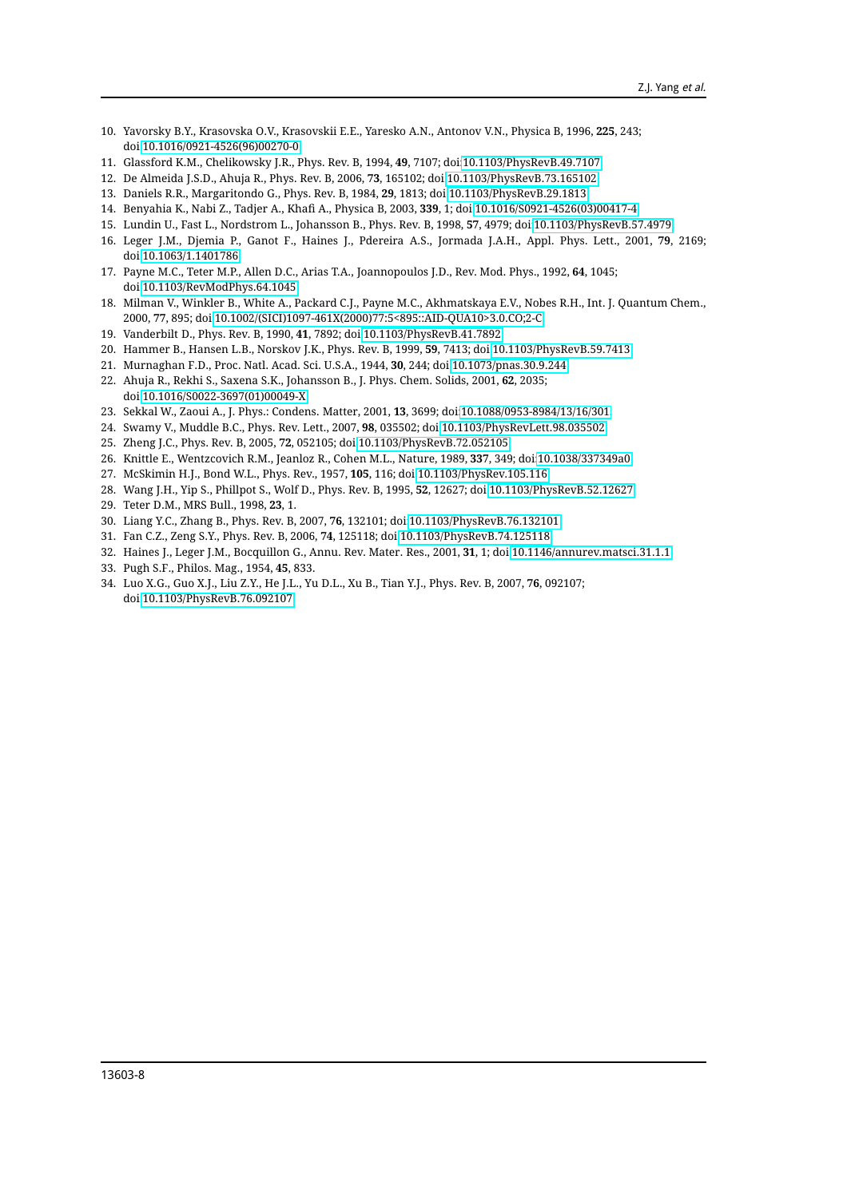10. Yavorsky B.Y., Krasovska O.V., Krasovskii E.E., Yaresko A.N., Antonov V.N., Physica B, 1996, **225**, 243; doi:10.1016/0921-4526(96)00270-0
11. Glassford K.M., Chelikowsky J.R., Phys. Rev. B, 1994, **49**, 7107; doi:10.1103/PhysRevB.49.7107
12. De Almeida J.S.D., Ahuja R., Phys. Rev. B, 2006, **73**, 165102; doi:10.1103/PhysRevB.73.165102
13. Daniels R.R., Margaritondo G., Phys. Rev. B, 1984, **29**, 1813; doi:10.1103/PhysRevB.29.1813
14. Benyahia K., Nabi Z., Tadjer A., Khafi A., Physica B, 2003, **339**, 1; doi:10.1016/S0921-4526(03)00417-4
15. Lundin U., Fast L., Nordstrom L., Johansson B., Phys. Rev. B, 1998, **57**, 4979; doi:10.1103/PhysRevB.57.4979
16. Leger J.M., Djemia P., Ganot F., Haines J., Pdereira A.S., Jormada J.A.H., Appl. Phys. Lett., 2001, **79**, 2169; doi:10.1063/1.1401786
17. Payne M.C., Teter M.P., Allen D.C., Arias T.A., Joannopoulos J.D., Rev. Mod. Phys., 1992, **64**, 1045; doi:10.1103/RevModPhys.64.1045
18. Milman V., Winkler B., White A., Packard C.J., Payne M.C., Akhmatskaya E.V., Nobes R.H., Int. J. Quantum Chem., 2000, **77**, 895; doi:10.1002/(SICI)1097-461X(2000)77:5<895::AID-QUA10>3.0.CO;2-C
19. Vanderbilt D., Phys. Rev. B, 1990, **41**, 7892; doi:10.1103/PhysRevB.41.7892
20. Hammer B., Hansen L.B., Norskov J.K., Phys. Rev. B, 1999, **59**, 7413; doi:10.1103/PhysRevB.59.7413
21. Murnaghan F.D., Proc. Natl. Acad. Sci. U.S.A., 1944, **30**, 244; doi:10.1073/pnas.30.9.244
22. Ahuja R., Rekhi S., Saxena S.K., Johansson B., J. Phys. Chem. Solids, 2001, **62**, 2035; doi:10.1016/S0022-3697(01)00049-X
23. Sekkal W., Zaoui A., J. Phys.: Condens. Matter, 2001, **13**, 3699; doi:10.1088/0953-8984/13/16/301
24. Swamy V., Muddle B.C., Phys. Rev. Lett., 2007, **98**, 035502; doi:10.1103/PhysRevLett.98.035502
25. Zheng J.C., Phys. Rev. B, 2005, **72**, 052105; doi:10.1103/PhysRevB.72.052105
26. Knittle E., Wentzcovich R.M., Jeanloz R., Cohen M.L., Nature, 1989, **337**, 349; doi:10.1038/337349a0
27. McSkimin H.J., Bond W.L., Phys. Rev., 1957, **105**, 116; doi:10.1103/PhysRev.105.116
28. Wang J.H., Yip S., Phillpot S., Wolf D., Phys. Rev. B, 1995, **52**, 12627; doi:10.1103/PhysRevB.52.12627
29. Teter D.M., MRS Bull., 1998, **23**, 1.
30. Liang Y.C., Zhang B., Phys. Rev. B, 2007, **76**, 132101; doi:10.1103/PhysRevB.76.132101
31. Fan C.Z., Zeng S.Y., Phys. Rev. B, 2006, **74**, 125118; doi:10.1103/PhysRevB.74.125118
32. Haines J., Leger J.M., Bocquillon G., Annu. Rev. Mater. Res., 2001, **31**, 1; doi:10.1146/annurev.matsci.31.1.1
33. Pugh S.F., Philos. Mag., 1954, **45**, 833.
34. Luo X.G., Guo X.J., Liu Z.Y., He J.L., Yu D.L., Xu B., Tian Y.J., Phys. Rev. B, 2007, **76**, 092107; doi:10.1103/PhysRevB.76.092107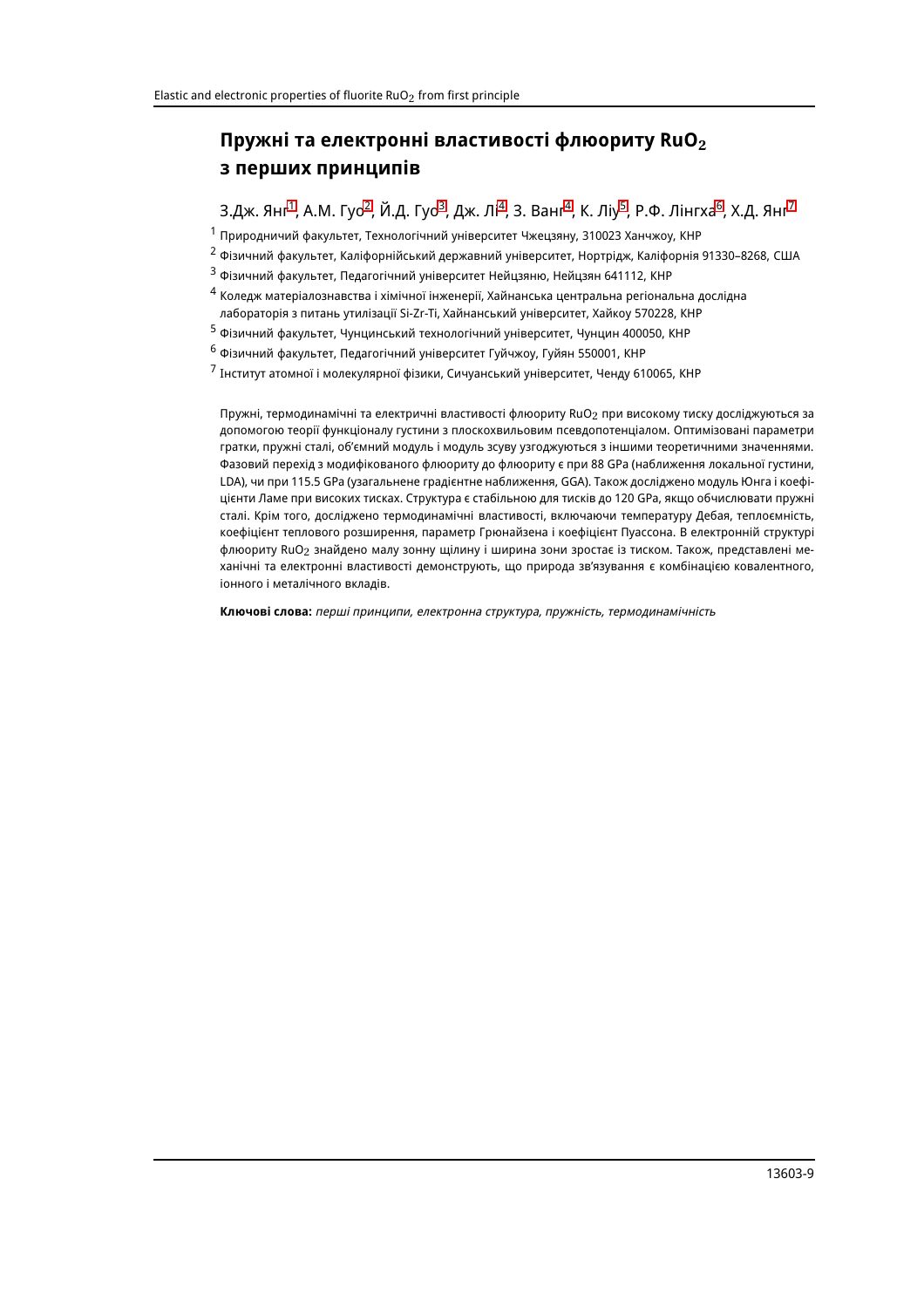# Пружні та електронні властивості флюориту $RuO_2$ з перших принципів

З.Дж. Янг[1], А.М. Гуо[2], Й.Д. Гуо[3], Дж. Лі[4], З. Ванг[4], К. Ліу[5], Р.Ф. Лінгха[6], Х.Д. Янг[7]

[1] Природничий факультет, Технологічний університет Чжецзяну, 310023 Ханчжоу, КНР

[2] Фізичний факультет, Каліфорнійський державний університет, Нортрідж, Каліфорнія 91330–8268, США

[3] Фізичний факультет, Педагогічний університет Нейцзяню, Нейцзян 641112, КНР

[4] Коледж матеріалознавства і хімічної інженерії, Хайнанська центральна регіональна дослідна лабораторія з питань утилізації Si-Zr-Ti, Хайнанський університет, Хайкоу 570228, КНР

[5] Фізичний факультет, Чунцинський технологічний університет, Чунцин 400050, КНР

[6] Фізичний факультет, Педагогічний університет Гуйчжоу, Гуйян 550001, КНР

[7] Інститут атомної і молекулярної фізики, Сичуанський університет, Ченду 610065, КНР

Пружні, термодинамічні та електричні властивості флюориту $RuO_2$ при високому тиску досліджуються за допомогою теорії функціоналу густини з плоскохвильовим псевдопотенціалом. Оптимізовані параметри гратки, пружні сталі, об'ємний модуль і модуль зсуву узгоджуються з іншими теоретичними значеннями. Фазовий перехід з модифікованого флюориту до флюориту є при 88 GPa (наближення локальної густини, LDA), чи при 115.5 GPa (узагальнене градієнтне наближення, GGA). Також досліджено модуль Юнга і коефіцієнти Ламе при високих тисках. Структура є стабільною для тисків до 120 GPa, якщо обчислювати пружні сталі. Крім того, досліджено термодинамічні властивості, включаючи температуру Дебая, теплоємність, коефіцієнт теплового розширення, параметр Грюнайзена і коефіцієнт Пуассона. В електронній структурі флюориту $RuO_2$ знайдено малу зонну щілину і ширина зони зростає із тиском. Також, представлені механічні та електронні властивості демонструють, що природа зв'язування є комбінацією ковалентного, іонного і металічного вкладів.

**Ключові слова:** *перші принципи, електронна структура, пружність, термодинамічність*